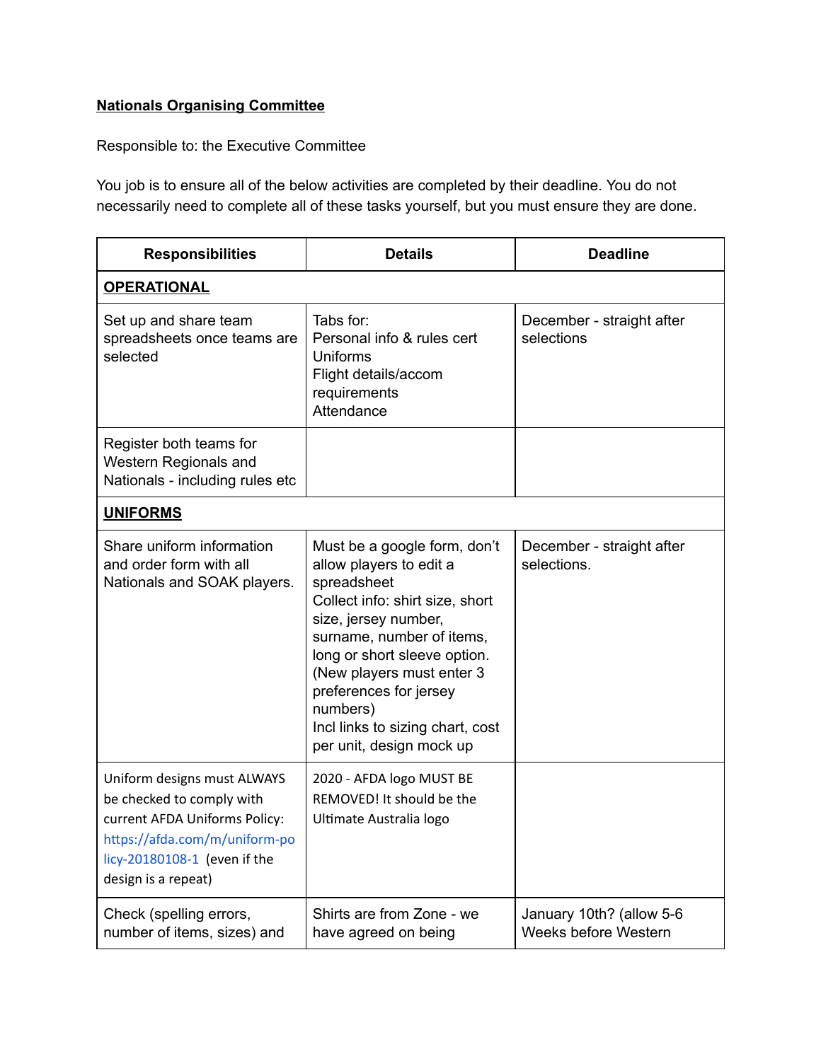**<u>Nationals Organising Committee</u>**

Responsible to: the Executive Committee

You job is to ensure all of the below activities are completed by their deadline. You do not necessarily need to complete all of these tasks yourself, but you must ensure they are done.

| Responsibilities | Details | Deadline |
|---|---|---|
| **<u>OPERATIONAL</u>** | | |
| Set up and share team spreadsheets once teams are selected | Tabs for:<br>Personal info & rules cert<br>Uniforms<br>Flight details/accom requirements<br>Attendance | December - straight after selections |
| Register both teams for Western Regionals and Nationals - including rules etc | | |
| **<u>UNIFORMS</u>** | | |
| Share uniform information and order form with all Nationals and SOAK players. | Must be a google form, don't allow players to edit a spreadsheet<br>Collect info: shirt size, short size, jersey number, surname, number of items, long or short sleeve option. (New players must enter 3 preferences for jersey numbers)<br>Incl links to sizing chart, cost per unit, design mock up | December - straight after selections. |
| Uniform designs must ALWAYS be checked to comply with current AFDA Uniforms Policy: https://afda.com/m/uniform-policy-20180108-1 (even if the design is a repeat) | 2020 - AFDA logo MUST BE REMOVED! It should be the Ultimate Australia logo | |
| Check (spelling errors, number of items, sizes) and | Shirts are from Zone - we have agreed on being | January 10th? (allow 5-6 Weeks before Western |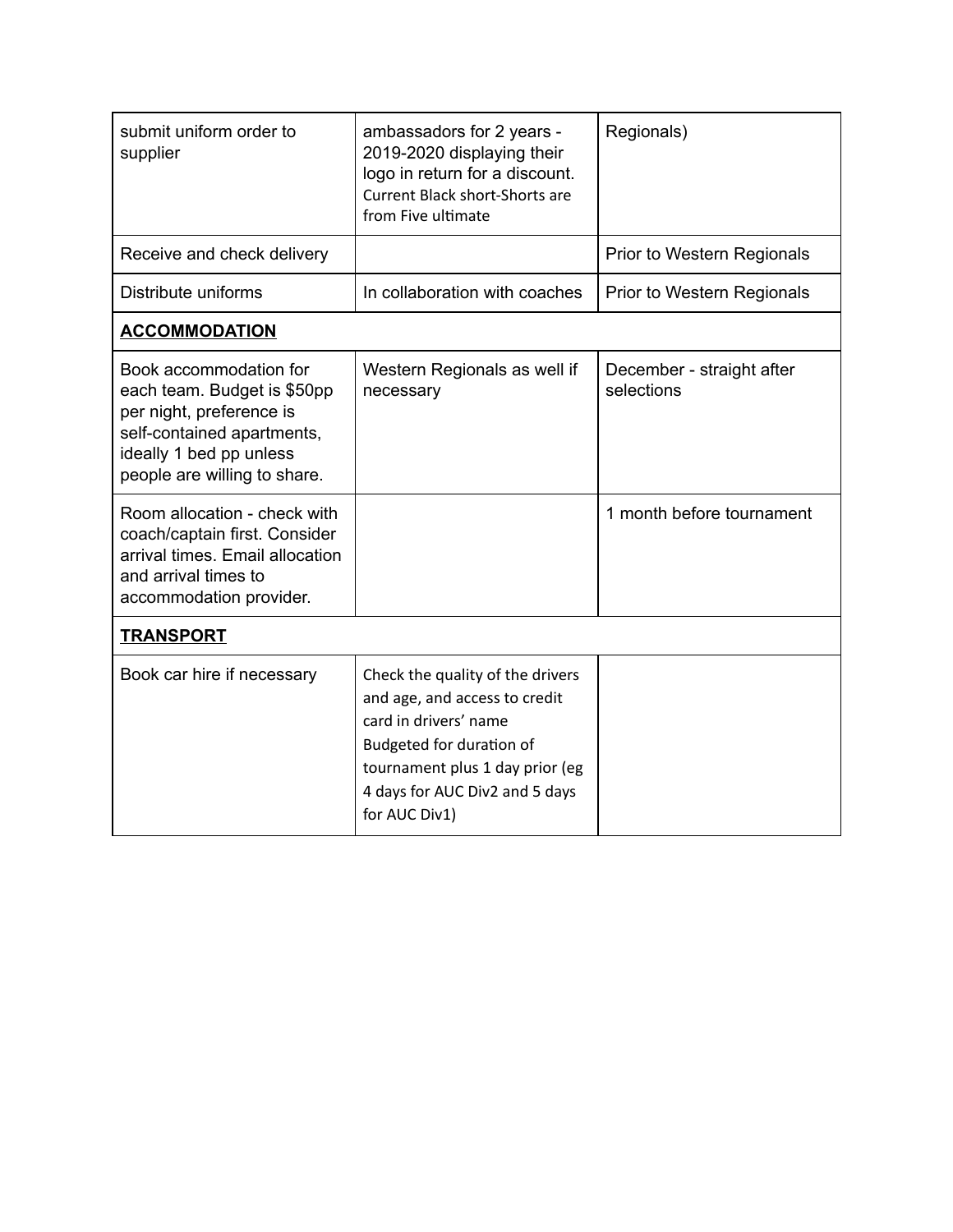| | | |
|---|---|---|
| submit uniform order to supplier | ambassadors for 2 years - 2019-2020 displaying their logo in return for a discount. Current Black short-Shorts are from Five ultimate | Regionals) |
| Receive and check delivery | | Prior to Western Regionals |
| Distribute uniforms | In collaboration with coaches | Prior to Western Regionals |
| **ACCOMMODATION** | | |
| Book accommodation for each team. Budget is $50pp per night, preference is self-contained apartments, ideally 1 bed pp unless people are willing to share. | Western Regionals as well if necessary | December - straight after selections |
| Room allocation - check with coach/captain first. Consider arrival times. Email allocation and arrival times to accommodation provider. | | 1 month before tournament |
| **TRANSPORT** | | |
| Book car hire if necessary | Check the quality of the drivers and age, and access to credit card in drivers' name Budgeted for duration of tournament plus 1 day prior (eg 4 days for AUC Div2 and 5 days for AUC Div1) | |